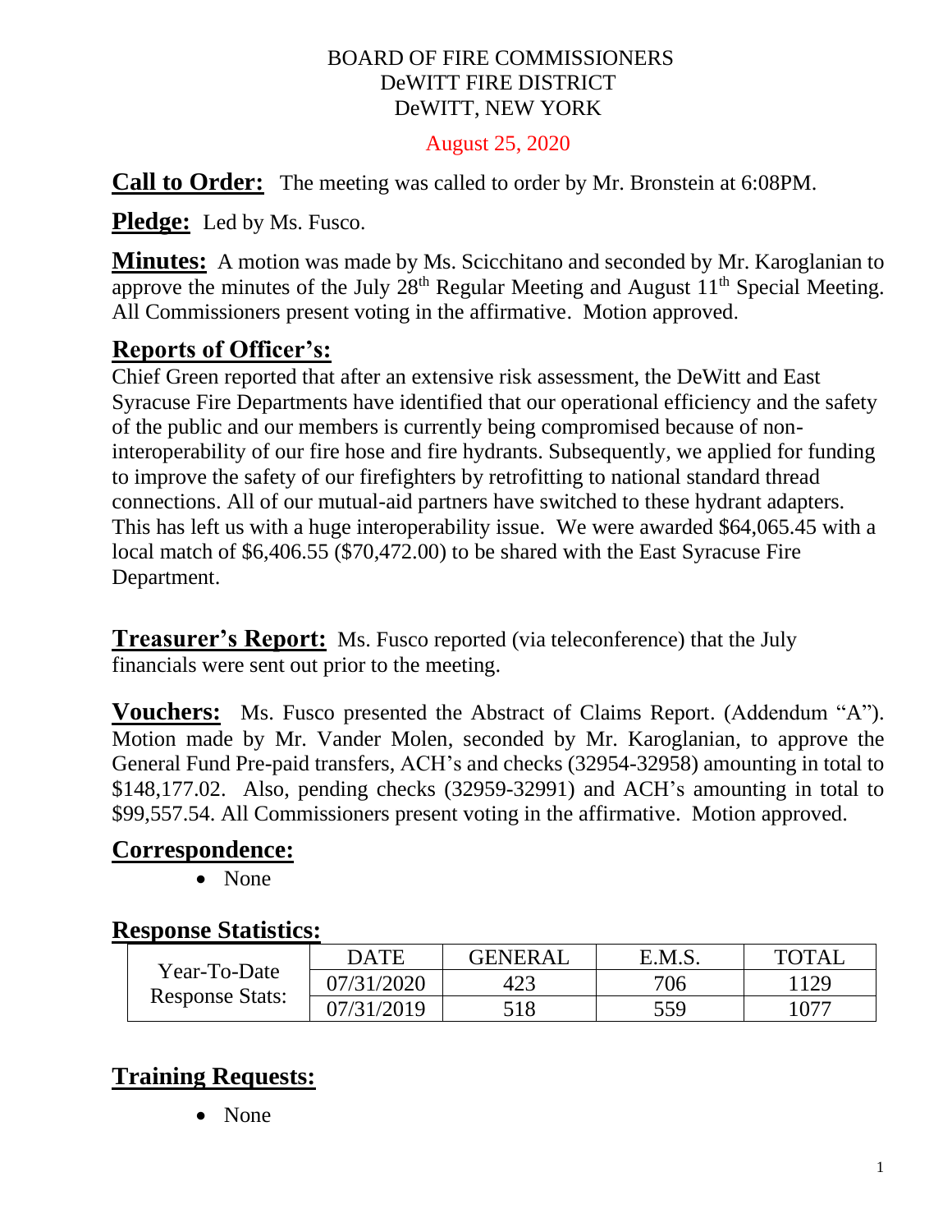# BOARD OF FIRE COMMISSIONERS
# DeWITT FIRE DISTRICT
# DeWITT, NEW YORK

August 25, 2020

**Call to Order:** The meeting was called to order by Mr. Bronstein at 6:08PM.

**Pledge:** Led by Ms. Fusco.

**Minutes:** A motion was made by Ms. Scicchitano and seconded by Mr. Karoglanian to approve the minutes of the July 28th Regular Meeting and August 11th Special Meeting. All Commissioners present voting in the affirmative. Motion approved.

## Reports of Officer's:

Chief Green reported that after an extensive risk assessment, the DeWitt and East Syracuse Fire Departments have identified that our operational efficiency and the safety of the public and our members is currently being compromised because of non-interoperability of our fire hose and fire hydrants. Subsequently, we applied for funding to improve the safety of our firefighters by retrofitting to national standard thread connections. All of our mutual-aid partners have switched to these hydrant adapters. This has left us with a huge interoperability issue. We were awarded $64,065.45 with a local match of $6,406.55 ($70,472.00) to be shared with the East Syracuse Fire Department.

**Treasurer's Report:** Ms. Fusco reported (via teleconference) that the July financials were sent out prior to the meeting.

**Vouchers:** Ms. Fusco presented the Abstract of Claims Report. (Addendum "A"). Motion made by Mr. Vander Molen, seconded by Mr. Karoglanian, to approve the General Fund Pre-paid transfers, ACH's and checks (32954-32958) amounting in total to $148,177.02. Also, pending checks (32959-32991) and ACH's amounting in total to $99,557.54. All Commissioners present voting in the affirmative. Motion approved.

## Correspondence:

- None

## Response Statistics:

| | DATE | GENERAL | E.M.S. | TOTAL |
|---|---|---|---|---|
| Year-To-Date Response Stats: | 07/31/2020 | 423 | 706 | 1129 |
| | 07/31/2019 | 518 | 559 | 1077 |

## Training Requests:

- None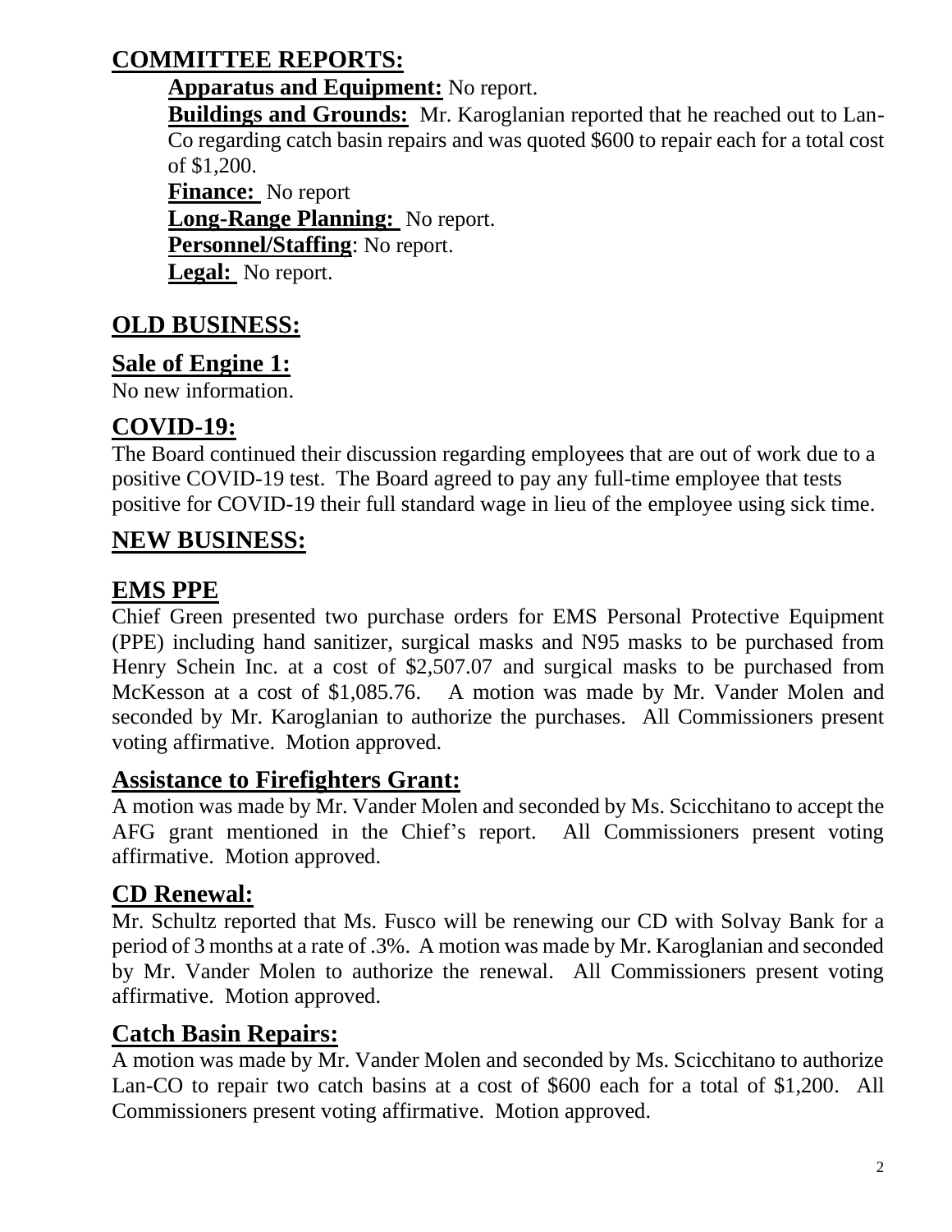## COMMITTEE REPORTS:

**Apparatus and Equipment:** No report.

**Buildings and Grounds:** Mr. Karoglanian reported that he reached out to Lan-Co regarding catch basin repairs and was quoted $600 to repair each for a total cost of $1,200.

**Finance:** No report

**Long-Range Planning:** No report.

**Personnel/Staffing**: No report.

**Legal:** No report.

## OLD BUSINESS:

## Sale of Engine 1:

No new information.

## COVID-19:

The Board continued their discussion regarding employees that are out of work due to a positive COVID-19 test. The Board agreed to pay any full-time employee that tests positive for COVID-19 their full standard wage in lieu of the employee using sick time.

## NEW BUSINESS:

## EMS PPE

Chief Green presented two purchase orders for EMS Personal Protective Equipment (PPE) including hand sanitizer, surgical masks and N95 masks to be purchased from Henry Schein Inc. at a cost of $2,507.07 and surgical masks to be purchased from McKesson at a cost of $1,085.76. A motion was made by Mr. Vander Molen and seconded by Mr. Karoglanian to authorize the purchases. All Commissioners present voting affirmative. Motion approved.

## Assistance to Firefighters Grant:

A motion was made by Mr. Vander Molen and seconded by Ms. Scicchitano to accept the AFG grant mentioned in the Chief's report. All Commissioners present voting affirmative. Motion approved.

## CD Renewal:

Mr. Schultz reported that Ms. Fusco will be renewing our CD with Solvay Bank for a period of 3 months at a rate of .3%. A motion was made by Mr. Karoglanian and seconded by Mr. Vander Molen to authorize the renewal. All Commissioners present voting affirmative. Motion approved.

## Catch Basin Repairs:

A motion was made by Mr. Vander Molen and seconded by Ms. Scicchitano to authorize Lan-CO to repair two catch basins at a cost of $600 each for a total of $1,200. All Commissioners present voting affirmative. Motion approved.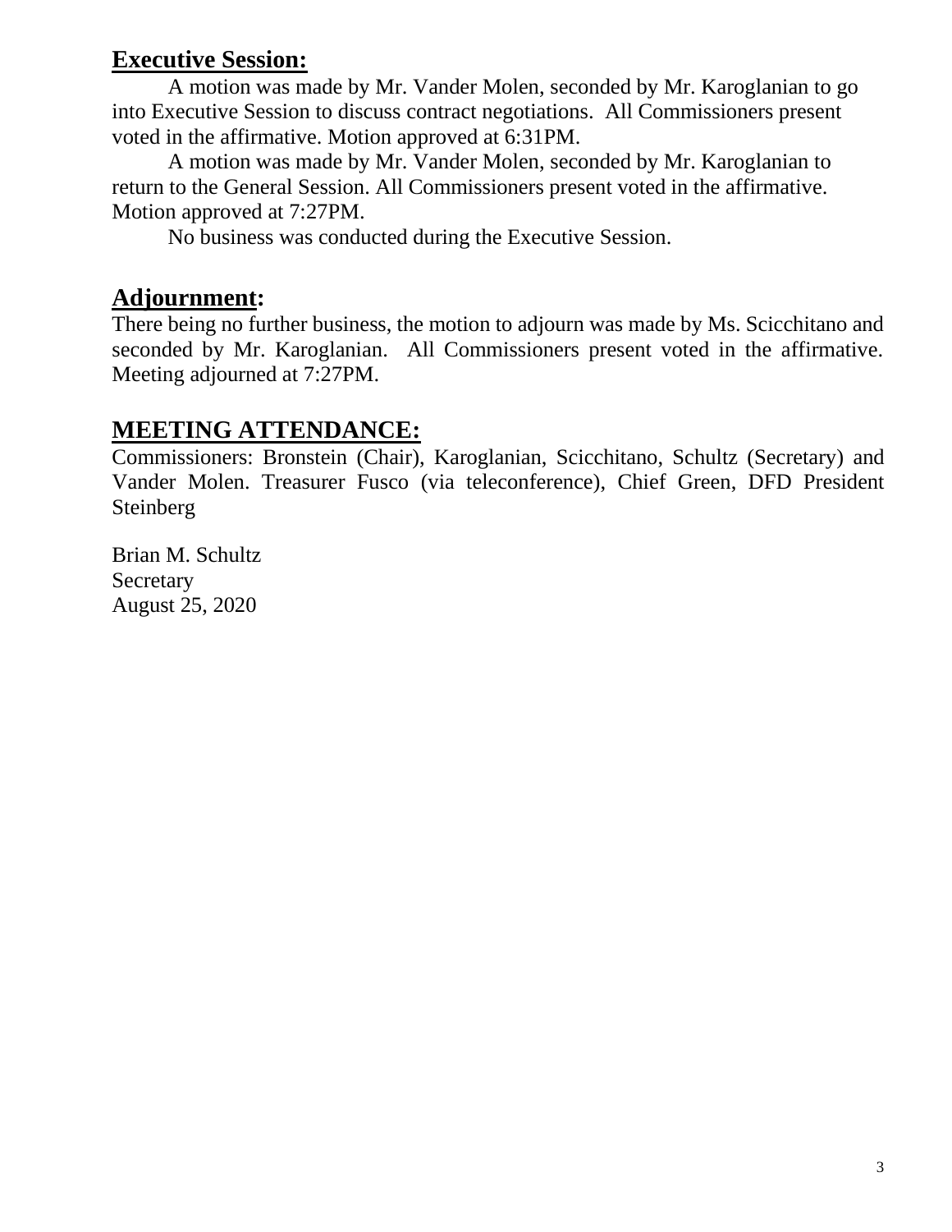## Executive Session:

A motion was made by Mr. Vander Molen, seconded by Mr. Karoglanian to go into Executive Session to discuss contract negotiations. All Commissioners present voted in the affirmative. Motion approved at 6:31PM.

A motion was made by Mr. Vander Molen, seconded by Mr. Karoglanian to return to the General Session. All Commissioners present voted in the affirmative. Motion approved at 7:27PM.

No business was conducted during the Executive Session.

## Adjournment:

There being no further business, the motion to adjourn was made by Ms. Scicchitano and seconded by Mr. Karoglanian. All Commissioners present voted in the affirmative. Meeting adjourned at 7:27PM.

## MEETING ATTENDANCE:

Commissioners: Bronstein (Chair), Karoglanian, Scicchitano, Schultz (Secretary) and Vander Molen. Treasurer Fusco (via teleconference), Chief Green, DFD President Steinberg

Brian M. Schultz
Secretary
August 25, 2020